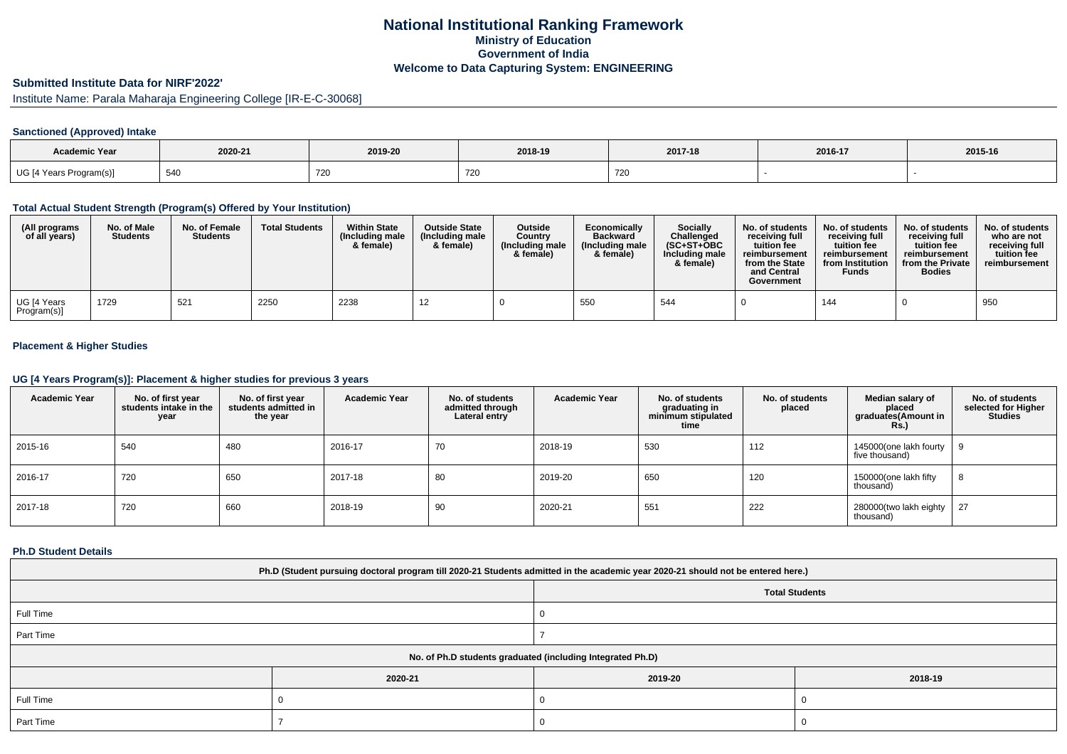# National Institutional Ranking Framework

## Ministry of Education

## Government of India

## Welcome to Data Capturing System: ENGINEERING

### Submitted Institute Data for NIRF'2022'

Institute Name: Parala Maharaja Engineering College [IR-E-C-30068]

### Sanctioned (Approved) Intake

| Academic Year | 2020-21 | 2019-20 | 2018-19 | 2017-18 | 2016-17 | 2015-16 |
|---|---|---|---|---|---|---|
| UG [4 Years Program(s)] | 540 | 720 | 720 | 720 | - | - |

### Total Actual Student Strength (Program(s) Offered by Your Institution)

| (All programs of all years) | No. of Male Students | No. of Female Students | Total Students | Within State (Including male & female) | Outside State (Including male & female) | Outside Country (Including male & female) | Economically Backward (Including male & female) | Socially Challenged (SC+ST+OBC Including male & female) | No. of students receiving full tuition fee reimbursement from the State and Central Government | No. of students receiving full tuition fee reimbursement from Institution Funds | No. of students receiving full tuition fee reimbursement from the Private Bodies | No. of students who are not receiving full tuition fee reimbursement |
|---|---|---|---|---|---|---|---|---|---|---|---|---|
| UG [4 Years Program(s)] | 1729 | 521 | 2250 | 2238 | 12 | 0 | 550 | 544 | 0 | 144 | 0 | 950 |

### Placement & Higher Studies

### UG [4 Years Program(s)]: Placement & higher studies for previous 3 years

| Academic Year | No. of first year students intake in the year | No. of first year students admitted in the year | Academic Year | No. of students admitted through Lateral entry | Academic Year | No. of students graduating in minimum stipulated time | No. of students placed | Median salary of placed graduates(Amount in Rs.) | No. of students selected for Higher Studies |
|---|---|---|---|---|---|---|---|---|---|
| 2015-16 | 540 | 480 | 2016-17 | 70 | 2018-19 | 530 | 112 | 145000(one lakh fourty five thousand) | 9 |
| 2016-17 | 720 | 650 | 2017-18 | 80 | 2019-20 | 650 | 120 | 150000(one lakh fifty thousand) | 8 |
| 2017-18 | 720 | 660 | 2018-19 | 90 | 2020-21 | 551 | 222 | 280000(two lakh eighty thousand) | 27 |

### Ph.D Student Details

| Ph.D (Student pursuing doctoral program till 2020-21 Students admitted in the academic year 2020-21 should not be entered here.) | |
|---|---|
| | Total Students |
| Full Time | 0 |
| Part Time | 7 |

| No. of Ph.D students graduated (including Integrated Ph.D) | | | |
|---|---|---|---|
| | 2020-21 | 2019-20 | 2018-19 |
| Full Time | 0 | 0 | 0 |
| Part Time | 7 | 0 | 0 |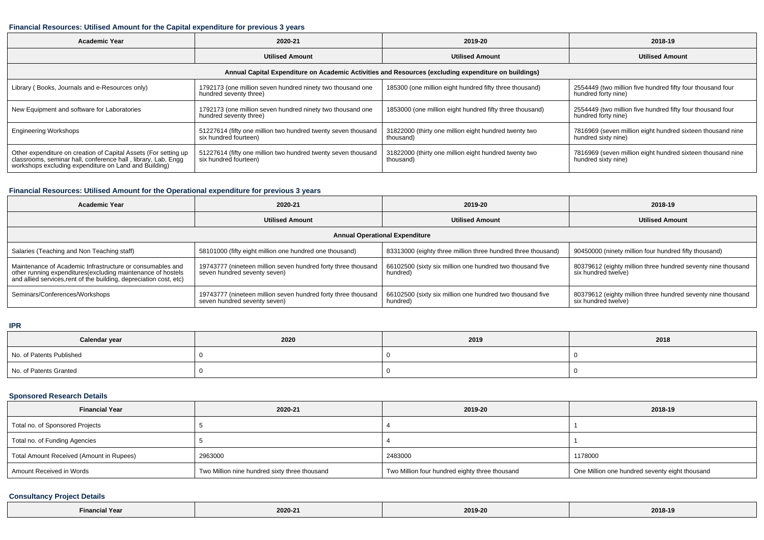#### Financial Resources: Utilised Amount for the Capital expenditure for previous 3 years

| Academic Year | 2020-21 | 2019-20 | 2018-19 |
|---|---|---|---|
| | Utilised Amount | Utilised Amount | Utilised Amount |
| Annual Capital Expenditure on Academic Activities and Resources (excluding expenditure on buildings) | | | |
| Library ( Books, Journals and e-Resources only) | 1792173 (one million seven hundred ninety two thousand one hundred seventy three) | 185300 (one million eight hundred fifty three thousand) | 2554449 (two million five hundred fifty four thousand four hundred forty nine) |
| New Equipment and software for Laboratories | 1792173 (one million seven hundred ninety two thousand one hundred seventy three) | 1853000 (one million eight hundred fifty three thousand) | 2554449 (two million five hundred fifty four thousand four hundred forty nine) |
| Engineering Workshops | 51227614 (fifty one million two hundred twenty seven thousand six hundred fourteen) | 31822000 (thirty one million eight hundred twenty two thousand) | 7816969 (seven million eight hundred sixteen thousand nine hundred sixty nine) |
| Other expenditure on creation of Capital Assets (For setting up classrooms, seminar hall, conference hall , library, Lab, Engg workshops excluding expenditure on Land and Building) | 51227614 (fifty one million two hundred twenty seven thousand six hundred fourteen) | 31822000 (thirty one million eight hundred twenty two thousand) | 7816969 (seven million eight hundred sixteen thousand nine hundred sixty nine) |

#### Financial Resources: Utilised Amount for the Operational expenditure for previous 3 years

| Academic Year | 2020-21 | 2019-20 | 2018-19 |
|---|---|---|---|
| | Utilised Amount | Utilised Amount | Utilised Amount |
| Annual Operational Expenditure | | | |
| Salaries (Teaching and Non Teaching staff) | 58101000 (fifty eight million one hundred one thousand) | 83313000 (eighty three million three hundred three thousand) | 90450000 (ninety million four hundred fifty thousand) |
| Maintenance of Academic Infrastructure or consumables and other running expenditures(excluding maintenance of hostels and allied services,rent of the building, depreciation cost, etc) | 19743777 (nineteen million seven hundred forty three thousand seven hundred seventy seven) | 66102500 (sixty six million one hundred two thousand five hundred) | 80379612 (eighty million three hundred seventy nine thousand six hundred twelve) |
| Seminars/Conferences/Workshops | 19743777 (nineteen million seven hundred forty three thousand seven hundred seventy seven) | 66102500 (sixty six million one hundred two thousand five hundred) | 80379612 (eighty million three hundred seventy nine thousand six hundred twelve) |

#### IPR

| Calendar year | 2020 | 2019 | 2018 |
|---|---|---|---|
| No. of Patents Published | 0 | 0 | 0 |
| No. of Patents Granted | 0 | 0 | 0 |

#### Sponsored Research Details

| Financial Year | 2020-21 | 2019-20 | 2018-19 |
|---|---|---|---|
| Total no. of Sponsored Projects | 5 | 4 | 1 |
| Total no. of Funding Agencies | 5 | 4 | 1 |
| Total Amount Received (Amount in Rupees) | 2963000 | 2483000 | 1178000 |
| Amount Received in Words | Two Million nine hundred sixty three thousand | Two Million four hundred eighty three thousand | One Million one hundred seventy eight thousand |

#### Consultancy Project Details

| Financial Year | 2020-21 | 2019-20 | 2018-19 |
|---|---|---|---|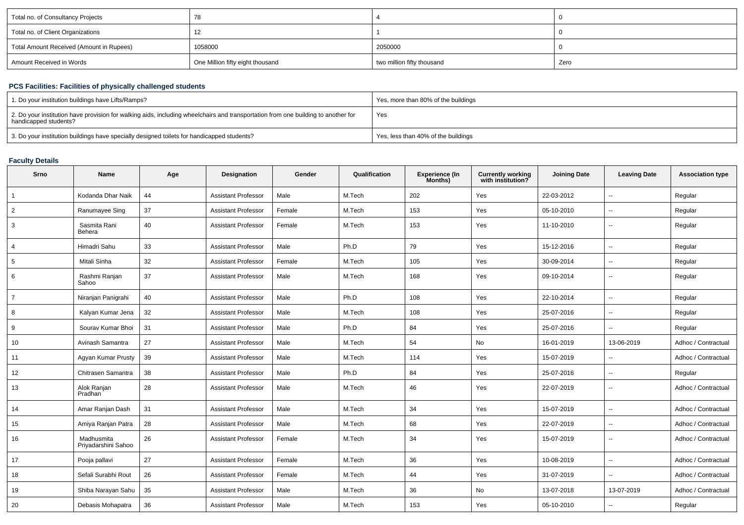| Total no. of Consultancy Projects | 78 | 4 | 0 |
|---|---|---|---|
| Total no. of Client Organizations | 12 | 1 | 0 |
| Total Amount Received (Amount in Rupees) | 1058000 | 2050000 | 0 |
| Amount Received in Words | One Million fifty eight thousand | two million fifty thousand | Zero |

### PCS Facilities: Facilities of physically challenged students

| 1. Do your institution buildings have Lifts/Ramps? | Yes, more than 80% of the buildings |
|---|---|
| 2. Do your institution have provision for walking aids, including wheelchairs and transportation from one building to another for handicapped students? | Yes |
| 3. Do your institution buildings have specially designed toilets for handicapped students? | Yes, less than 40% of the buildings |

### Faculty Details

| Srno | Name | Age | Designation | Gender | Qualification | Experience (In Months) | Currently working with institution? | Joining Date | Leaving Date | Association type |
|---|---|---|---|---|---|---|---|---|---|---|
| 1 | Kodanda Dhar Naik | 44 | Assistant Professor | Male | M.Tech | 202 | Yes | 22-03-2012 | -- | Regular |
| 2 | Ranumayee Sing | 37 | Assistant Professor | Female | M.Tech | 153 | Yes | 05-10-2010 | -- | Regular |
| 3 | Sasmita Rani Behera | 40 | Assistant Professor | Female | M.Tech | 153 | Yes | 11-10-2010 | -- | Regular |
| 4 | Himadri Sahu | 33 | Assistant Professor | Male | Ph.D | 79 | Yes | 15-12-2016 | -- | Regular |
| 5 | Mitali Sinha | 32 | Assistant Professor | Female | M.Tech | 105 | Yes | 30-09-2014 | -- | Regular |
| 6 | Rashmi Ranjan Sahoo | 37 | Assistant Professor | Male | M.Tech | 168 | Yes | 09-10-2014 | -- | Regular |
| 7 | Niranjan Panigrahi | 40 | Assistant Professor | Male | Ph.D | 108 | Yes | 22-10-2014 | -- | Regular |
| 8 | Kalyan Kumar Jena | 32 | Assistant Professor | Male | M.Tech | 108 | Yes | 25-07-2016 | -- | Regular |
| 9 | Sourav Kumar Bhoi | 31 | Assistant Professor | Male | Ph.D | 84 | Yes | 25-07-2016 | -- | Regular |
| 10 | Avinash Samantra | 27 | Assistant Professor | Male | M.Tech | 54 | No | 16-01-2019 | 13-06-2019 | Adhoc / Contractual |
| 11 | Agyan Kumar Prusty | 39 | Assistant Professor | Male | M.Tech | 114 | Yes | 15-07-2019 | -- | Adhoc / Contractual |
| 12 | Chitrasen Samantra | 38 | Assistant Professor | Male | Ph.D | 84 | Yes | 25-07-2016 | -- | Regular |
| 13 | Alok Ranjan Pradhan | 28 | Assistant Professor | Male | M.Tech | 46 | Yes | 22-07-2019 | -- | Adhoc / Contractual |
| 14 | Amar Ranjan Dash | 31 | Assistant Professor | Male | M.Tech | 34 | Yes | 15-07-2019 | -- | Adhoc / Contractual |
| 15 | Amiya Ranjan Patra | 28 | Assistant Professor | Male | M.Tech | 68 | Yes | 22-07-2019 | -- | Adhoc / Contractual |
| 16 | Madhusmita Priyadarshini Sahoo | 26 | Assistant Professor | Female | M.Tech | 34 | Yes | 15-07-2019 | -- | Adhoc / Contractual |
| 17 | Pooja pallavi | 27 | Assistant Professor | Female | M.Tech | 36 | Yes | 10-08-2019 | -- | Adhoc / Contractual |
| 18 | Sefali Surabhi Rout | 26 | Assistant Professor | Female | M.Tech | 44 | Yes | 31-07-2019 | -- | Adhoc / Contractual |
| 19 | Shiba Narayan Sahu | 35 | Assistant Professor | Male | M.Tech | 36 | No | 13-07-2018 | 13-07-2019 | Adhoc / Contractual |
| 20 | Debasis Mohapatra | 36 | Assistant Professor | Male | M.Tech | 153 | Yes | 05-10-2010 | -- | Regular |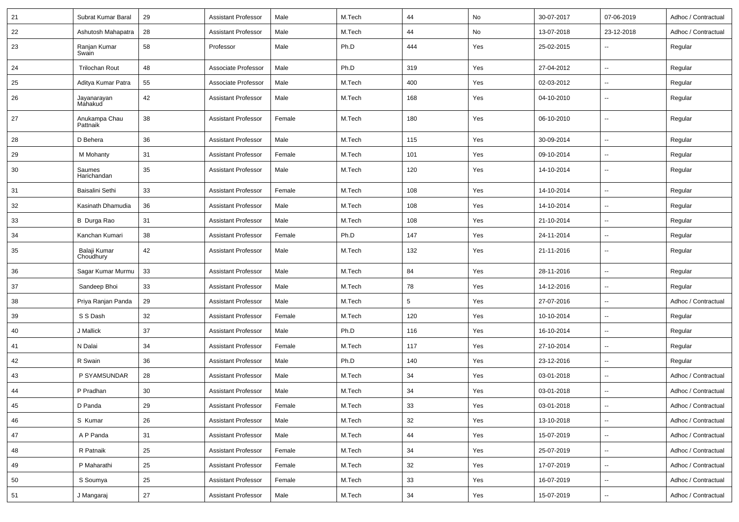| 21 | Subrat Kumar Baral | 29 | Assistant Professor | Male | M.Tech | 44 | No | 30-07-2017 | 07-06-2019 | Adhoc / Contractual |
|---|---|---|---|---|---|---|---|---|---|---|
| 22 | Ashutosh Mahapatra | 28 | Assistant Professor | Male | M.Tech | 44 | No | 13-07-2018 | 23-12-2018 | Adhoc / Contractual |
| 23 | Ranjan Kumar Swain | 58 | Professor | Male | Ph.D | 444 | Yes | 25-02-2015 | -- | Regular |
| 24 | Trilochan Rout | 48 | Associate Professor | Male | Ph.D | 319 | Yes | 27-04-2012 | -- | Regular |
| 25 | Aditya Kumar Patra | 55 | Associate Professor | Male | M.Tech | 400 | Yes | 02-03-2012 | -- | Regular |
| 26 | Jayanarayan Mahakud | 42 | Assistant Professor | Male | M.Tech | 168 | Yes | 04-10-2010 | -- | Regular |
| 27 | Anukampa Chau Pattnaik | 38 | Assistant Professor | Female | M.Tech | 180 | Yes | 06-10-2010 | -- | Regular |
| 28 | D Behera | 36 | Assistant Professor | Male | M.Tech | 115 | Yes | 30-09-2014 | -- | Regular |
| 29 | M Mohanty | 31 | Assistant Professor | Female | M.Tech | 101 | Yes | 09-10-2014 | -- | Regular |
| 30 | Saumes Harichandan | 35 | Assistant Professor | Male | M.Tech | 120 | Yes | 14-10-2014 | -- | Regular |
| 31 | Baisalini Sethi | 33 | Assistant Professor | Female | M.Tech | 108 | Yes | 14-10-2014 | -- | Regular |
| 32 | Kasinath Dhamudia | 36 | Assistant Professor | Male | M.Tech | 108 | Yes | 14-10-2014 | -- | Regular |
| 33 | B Durga Rao | 31 | Assistant Professor | Male | M.Tech | 108 | Yes | 21-10-2014 | -- | Regular |
| 34 | Kanchan Kumari | 38 | Assistant Professor | Female | Ph.D | 147 | Yes | 24-11-2014 | -- | Regular |
| 35 | Balaji Kumar Choudhury | 42 | Assistant Professor | Male | M.Tech | 132 | Yes | 21-11-2016 | -- | Regular |
| 36 | Sagar Kumar Murmu | 33 | Assistant Professor | Male | M.Tech | 84 | Yes | 28-11-2016 | -- | Regular |
| 37 | Sandeep Bhoi | 33 | Assistant Professor | Male | M.Tech | 78 | Yes | 14-12-2016 | -- | Regular |
| 38 | Priya Ranjan Panda | 29 | Assistant Professor | Male | M.Tech | 5 | Yes | 27-07-2016 | -- | Adhoc / Contractual |
| 39 | S S Dash | 32 | Assistant Professor | Female | M.Tech | 120 | Yes | 10-10-2014 | -- | Regular |
| 40 | J Mallick | 37 | Assistant Professor | Male | Ph.D | 116 | Yes | 16-10-2014 | -- | Regular |
| 41 | N Dalai | 34 | Assistant Professor | Female | M.Tech | 117 | Yes | 27-10-2014 | -- | Regular |
| 42 | R Swain | 36 | Assistant Professor | Male | Ph.D | 140 | Yes | 23-12-2016 | -- | Regular |
| 43 | P SYAMSUNDAR | 28 | Assistant Professor | Male | M.Tech | 34 | Yes | 03-01-2018 | -- | Adhoc / Contractual |
| 44 | P Pradhan | 30 | Assistant Professor | Male | M.Tech | 34 | Yes | 03-01-2018 | -- | Adhoc / Contractual |
| 45 | D Panda | 29 | Assistant Professor | Female | M.Tech | 33 | Yes | 03-01-2018 | -- | Adhoc / Contractual |
| 46 | S Kumar | 26 | Assistant Professor | Male | M.Tech | 32 | Yes | 13-10-2018 | -- | Adhoc / Contractual |
| 47 | A P Panda | 31 | Assistant Professor | Male | M.Tech | 44 | Yes | 15-07-2019 | -- | Adhoc / Contractual |
| 48 | R Patnaik | 25 | Assistant Professor | Female | M.Tech | 34 | Yes | 25-07-2019 | -- | Adhoc / Contractual |
| 49 | P Maharathi | 25 | Assistant Professor | Female | M.Tech | 32 | Yes | 17-07-2019 | -- | Adhoc / Contractual |
| 50 | S Soumya | 25 | Assistant Professor | Female | M.Tech | 33 | Yes | 16-07-2019 | -- | Adhoc / Contractual |
| 51 | J Mangaraj | 27 | Assistant Professor | Male | M.Tech | 34 | Yes | 15-07-2019 | -- | Adhoc / Contractual |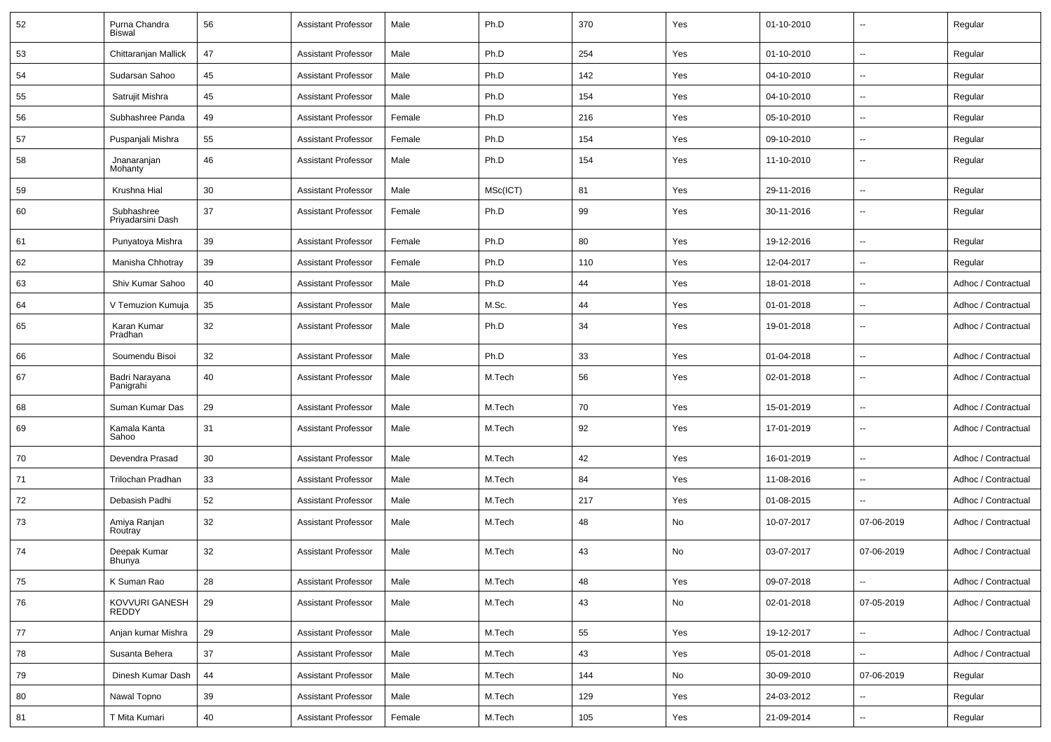| 52 | Purna Chandra Biswal | 56 | Assistant Professor | Male | Ph.D | 370 | Yes | 01-10-2010 | -- | Regular |
|---|---|---|---|---|---|---|---|---|---|---|
| 53 | Chittaranjan Mallick | 47 | Assistant Professor | Male | Ph.D | 254 | Yes | 01-10-2010 | -- | Regular |
| 54 | Sudarsan Sahoo | 45 | Assistant Professor | Male | Ph.D | 142 | Yes | 04-10-2010 | -- | Regular |
| 55 | Satrujit Mishra | 45 | Assistant Professor | Male | Ph.D | 154 | Yes | 04-10-2010 | -- | Regular |
| 56 | Subhashree Panda | 49 | Assistant Professor | Female | Ph.D | 216 | Yes | 05-10-2010 | -- | Regular |
| 57 | Puspanjali Mishra | 55 | Assistant Professor | Female | Ph.D | 154 | Yes | 09-10-2010 | -- | Regular |
| 58 | Jnanaranjan Mohanty | 46 | Assistant Professor | Male | Ph.D | 154 | Yes | 11-10-2010 | -- | Regular |
| 59 | Krushna Hial | 30 | Assistant Professor | Male | MSc(ICT) | 81 | Yes | 29-11-2016 | -- | Regular |
| 60 | Subhashree Priyadarsini Dash | 37 | Assistant Professor | Female | Ph.D | 99 | Yes | 30-11-2016 | -- | Regular |
| 61 | Punyatoya Mishra | 39 | Assistant Professor | Female | Ph.D | 80 | Yes | 19-12-2016 | -- | Regular |
| 62 | Manisha Chhotray | 39 | Assistant Professor | Female | Ph.D | 110 | Yes | 12-04-2017 | -- | Regular |
| 63 | Shiv Kumar Sahoo | 40 | Assistant Professor | Male | Ph.D | 44 | Yes | 18-01-2018 | -- | Adhoc / Contractual |
| 64 | V Temuzion Kumuja | 35 | Assistant Professor | Male | M.Sc. | 44 | Yes | 01-01-2018 | -- | Adhoc / Contractual |
| 65 | Karan Kumar Pradhan | 32 | Assistant Professor | Male | Ph.D | 34 | Yes | 19-01-2018 | -- | Adhoc / Contractual |
| 66 | Soumendu Bisoi | 32 | Assistant Professor | Male | Ph.D | 33 | Yes | 01-04-2018 | -- | Adhoc / Contractual |
| 67 | Badri Narayana Panigrahi | 40 | Assistant Professor | Male | M.Tech | 56 | Yes | 02-01-2018 | -- | Adhoc / Contractual |
| 68 | Suman Kumar Das | 29 | Assistant Professor | Male | M.Tech | 70 | Yes | 15-01-2019 | -- | Adhoc / Contractual |
| 69 | Kamala Kanta Sahoo | 31 | Assistant Professor | Male | M.Tech | 92 | Yes | 17-01-2019 | -- | Adhoc / Contractual |
| 70 | Devendra Prasad | 30 | Assistant Professor | Male | M.Tech | 42 | Yes | 16-01-2019 | -- | Adhoc / Contractual |
| 71 | Trilochan Pradhan | 33 | Assistant Professor | Male | M.Tech | 84 | Yes | 11-08-2016 | -- | Adhoc / Contractual |
| 72 | Debasish Padhi | 52 | Assistant Professor | Male | M.Tech | 217 | Yes | 01-08-2015 | -- | Adhoc / Contractual |
| 73 | Amiya Ranjan Routray | 32 | Assistant Professor | Male | M.Tech | 48 | No | 10-07-2017 | 07-06-2019 | Adhoc / Contractual |
| 74 | Deepak Kumar Bhunya | 32 | Assistant Professor | Male | M.Tech | 43 | No | 03-07-2017 | 07-06-2019 | Adhoc / Contractual |
| 75 | K Suman Rao | 28 | Assistant Professor | Male | M.Tech | 48 | Yes | 09-07-2018 | -- | Adhoc / Contractual |
| 76 | KOVVURI GANESH REDDY | 29 | Assistant Professor | Male | M.Tech | 43 | No | 02-01-2018 | 07-05-2019 | Adhoc / Contractual |
| 77 | Anjan kumar Mishra | 29 | Assistant Professor | Male | M.Tech | 55 | Yes | 19-12-2017 | -- | Adhoc / Contractual |
| 78 | Susanta Behera | 37 | Assistant Professor | Male | M.Tech | 43 | Yes | 05-01-2018 | -- | Adhoc / Contractual |
| 79 | Dinesh Kumar Dash | 44 | Assistant Professor | Male | M.Tech | 144 | No | 30-09-2010 | 07-06-2019 | Regular |
| 80 | Nawal Topno | 39 | Assistant Professor | Male | M.Tech | 129 | Yes | 24-03-2012 | -- | Regular |
| 81 | T Mita Kumari | 40 | Assistant Professor | Female | M.Tech | 105 | Yes | 21-09-2014 | -- | Regular |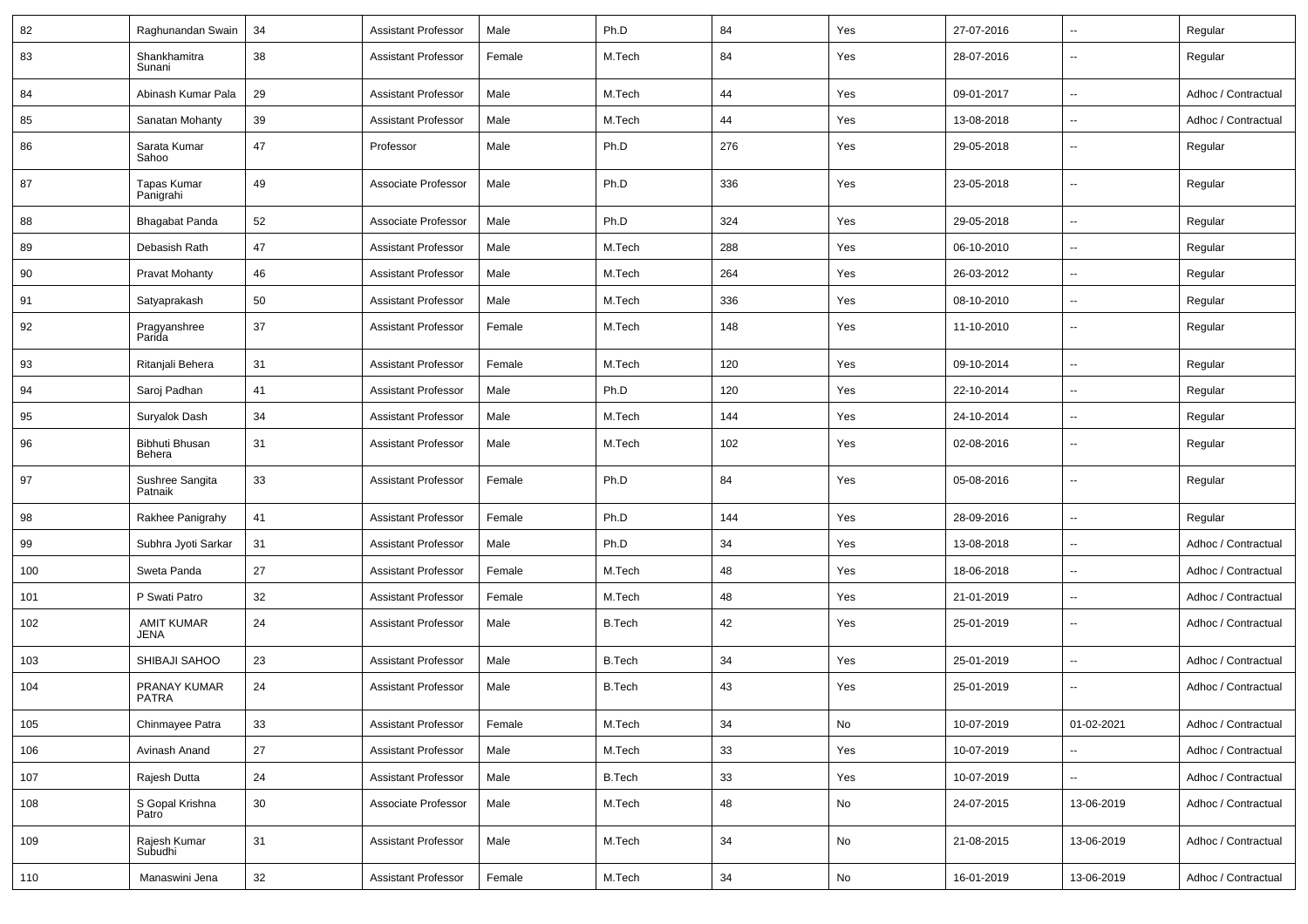| 82 | Raghunandan Swain | 34 | Assistant Professor | Male | Ph.D | 84 | Yes | 27-07-2016 | -- | Regular |
|---|---|---|---|---|---|---|---|---|---|---|
| 83 | Shankhamitra Sunani | 38 | Assistant Professor | Female | M.Tech | 84 | Yes | 28-07-2016 | -- | Regular |
| 84 | Abinash Kumar Pala | 29 | Assistant Professor | Male | M.Tech | 44 | Yes | 09-01-2017 | -- | Adhoc / Contractual |
| 85 | Sanatan Mohanty | 39 | Assistant Professor | Male | M.Tech | 44 | Yes | 13-08-2018 | -- | Adhoc / Contractual |
| 86 | Sarata Kumar Sahoo | 47 | Professor | Male | Ph.D | 276 | Yes | 29-05-2018 | -- | Regular |
| 87 | Tapas Kumar Panigrahi | 49 | Associate Professor | Male | Ph.D | 336 | Yes | 23-05-2018 | -- | Regular |
| 88 | Bhagabat Panda | 52 | Associate Professor | Male | Ph.D | 324 | Yes | 29-05-2018 | -- | Regular |
| 89 | Debasish Rath | 47 | Assistant Professor | Male | M.Tech | 288 | Yes | 06-10-2010 | -- | Regular |
| 90 | Pravat Mohanty | 46 | Assistant Professor | Male | M.Tech | 264 | Yes | 26-03-2012 | -- | Regular |
| 91 | Satyaprakash | 50 | Assistant Professor | Male | M.Tech | 336 | Yes | 08-10-2010 | -- | Regular |
| 92 | Pragyanshree Parida | 37 | Assistant Professor | Female | M.Tech | 148 | Yes | 11-10-2010 | -- | Regular |
| 93 | Ritanjali Behera | 31 | Assistant Professor | Female | M.Tech | 120 | Yes | 09-10-2014 | -- | Regular |
| 94 | Saroj Padhan | 41 | Assistant Professor | Male | Ph.D | 120 | Yes | 22-10-2014 | -- | Regular |
| 95 | Suryalok Dash | 34 | Assistant Professor | Male | M.Tech | 144 | Yes | 24-10-2014 | -- | Regular |
| 96 | Bibhuti Bhusan Behera | 31 | Assistant Professor | Male | M.Tech | 102 | Yes | 02-08-2016 | -- | Regular |
| 97 | Sushree Sangita Patnaik | 33 | Assistant Professor | Female | Ph.D | 84 | Yes | 05-08-2016 | -- | Regular |
| 98 | Rakhee Panigrahy | 41 | Assistant Professor | Female | Ph.D | 144 | Yes | 28-09-2016 | -- | Regular |
| 99 | Subhra Jyoti Sarkar | 31 | Assistant Professor | Male | Ph.D | 34 | Yes | 13-08-2018 | -- | Adhoc / Contractual |
| 100 | Sweta Panda | 27 | Assistant Professor | Female | M.Tech | 48 | Yes | 18-06-2018 | -- | Adhoc / Contractual |
| 101 | P Swati Patro | 32 | Assistant Professor | Female | M.Tech | 48 | Yes | 21-01-2019 | -- | Adhoc / Contractual |
| 102 | AMIT KUMAR JENA | 24 | Assistant Professor | Male | B.Tech | 42 | Yes | 25-01-2019 | -- | Adhoc / Contractual |
| 103 | SHIBAJI SAHOO | 23 | Assistant Professor | Male | B.Tech | 34 | Yes | 25-01-2019 | -- | Adhoc / Contractual |
| 104 | PRANAY KUMAR PATRA | 24 | Assistant Professor | Male | B.Tech | 43 | Yes | 25-01-2019 | -- | Adhoc / Contractual |
| 105 | Chinmayee Patra | 33 | Assistant Professor | Female | M.Tech | 34 | No | 10-07-2019 | 01-02-2021 | Adhoc / Contractual |
| 106 | Avinash Anand | 27 | Assistant Professor | Male | M.Tech | 33 | Yes | 10-07-2019 | -- | Adhoc / Contractual |
| 107 | Rajesh Dutta | 24 | Assistant Professor | Male | B.Tech | 33 | Yes | 10-07-2019 | -- | Adhoc / Contractual |
| 108 | S Gopal Krishna Patro | 30 | Associate Professor | Male | M.Tech | 48 | No | 24-07-2015 | 13-06-2019 | Adhoc / Contractual |
| 109 | Rajesh Kumar Subudhi | 31 | Assistant Professor | Male | M.Tech | 34 | No | 21-08-2015 | 13-06-2019 | Adhoc / Contractual |
| 110 | Manaswini Jena | 32 | Assistant Professor | Female | M.Tech | 34 | No | 16-01-2019 | 13-06-2019 | Adhoc / Contractual |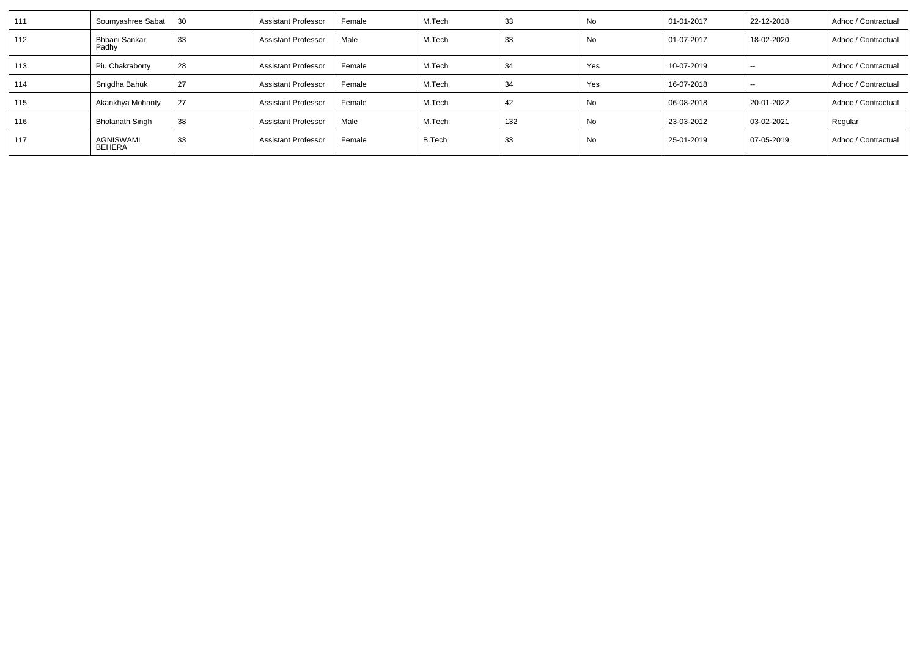| | | | | | | | | | | |
|---|---|---|---|---|---|---|---|---|---|---|
| 111 | Soumyashree Sabat | 30 | Assistant Professor | Female | M.Tech | 33 | No | 01-01-2017 | 22-12-2018 | Adhoc / Contractual |
| 112 | Bhbani Sankar Padhy | 33 | Assistant Professor | Male | M.Tech | 33 | No | 01-07-2017 | 18-02-2020 | Adhoc / Contractual |
| 113 | Piu Chakraborty | 28 | Assistant Professor | Female | M.Tech | 34 | Yes | 10-07-2019 | -- | Adhoc / Contractual |
| 114 | Snigdha Bahuk | 27 | Assistant Professor | Female | M.Tech | 34 | Yes | 16-07-2018 | -- | Adhoc / Contractual |
| 115 | Akankhya Mohanty | 27 | Assistant Professor | Female | M.Tech | 42 | No | 06-08-2018 | 20-01-2022 | Adhoc / Contractual |
| 116 | Bholanath Singh | 38 | Assistant Professor | Male | M.Tech | 132 | No | 23-03-2012 | 03-02-2021 | Regular |
| 117 | AGNISWAMI BEHERA | 33 | Assistant Professor | Female | B.Tech | 33 | No | 25-01-2019 | 07-05-2019 | Adhoc / Contractual |